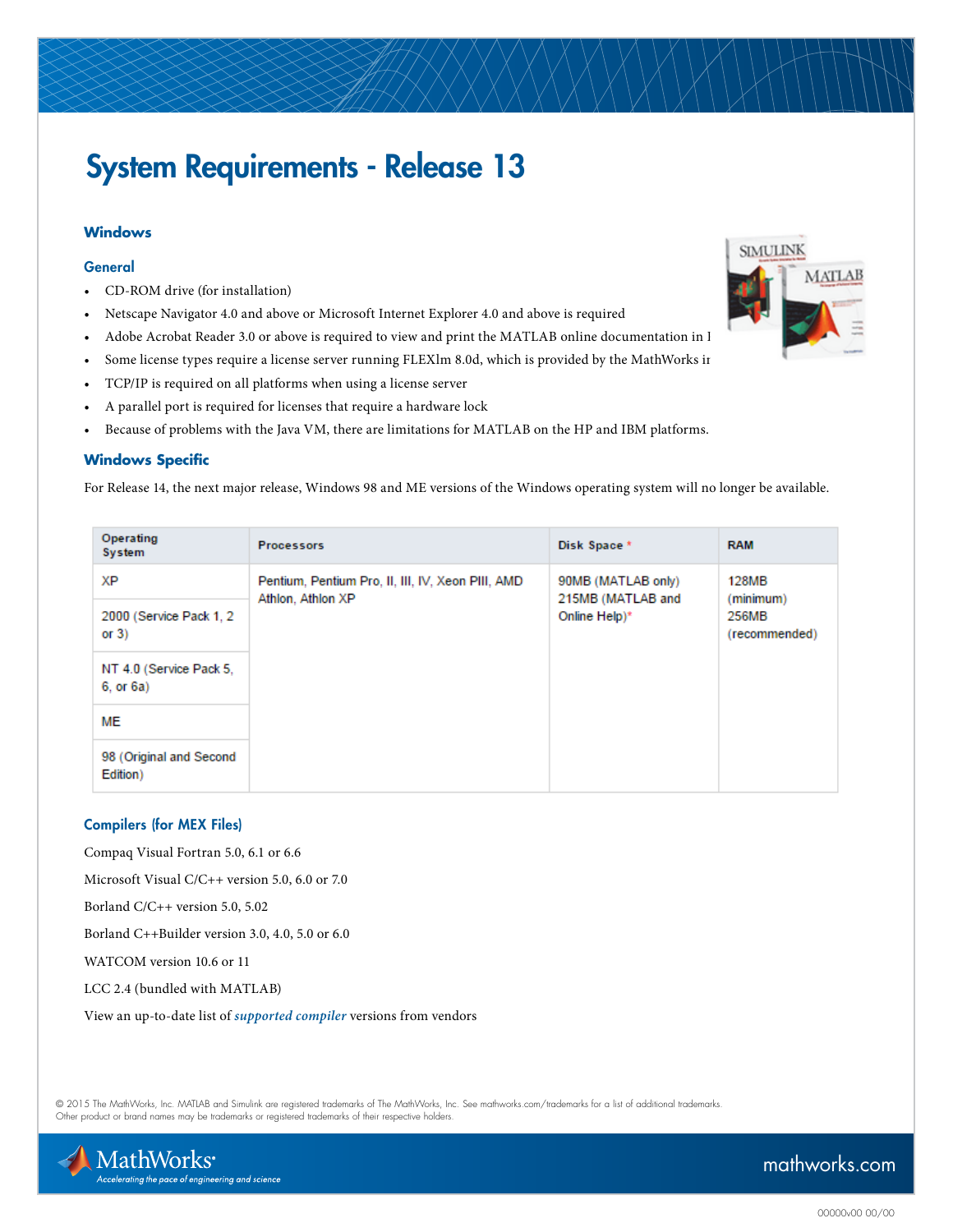# System Requirements - Release 13

## Windows

### General

- CD-ROM drive (for installation)
- Netscape Navigator 4.0 and above or Microsoft Internet Explorer 4.0 and above is required
- Adobe Acrobat Reader 3.0 or above is required to view and print the MATLAB online documentation in I
- Some license types require a license server running FLEXlm 8.0d, which is provided by the MathWorks ir
- TCP/IP is required on all platforms when using a license server
- A parallel port is required for licenses that require a hardware lock
- Because of problems with the Java VM, there are limitations for MATLAB on the HP and IBM platforms.

### Windows Specific

For Release 14, the next major release, Windows 98 and ME versions of the Windows operating system will no longer be available.

| Operating System | Processors | Disk Space * | RAM |
|---|---|---|---|
| XP | Pentium, Pentium Pro, II, III, IV, Xeon PIII, AMD Athlon, Athlon XP | 90MB (MATLAB only) 215MB (MATLAB and Online Help)* | 128MB (minimum) 256MB (recommended) |
| 2000 (Service Pack 1, 2 or 3) | | | |
| NT 4.0 (Service Pack 5, 6, or 6a) | | | |
| ME | | | |
| 98 (Original and Second Edition) | | | |

### Compilers (for MEX Files)

Compaq Visual Fortran 5.0, 6.1 or 6.6

Microsoft Visual C/C++ version 5.0, 6.0 or 7.0

Borland C/C++ version 5.0, 5.02

Borland C++Builder version 3.0, 4.0, 5.0 or 6.0

WATCOM version 10.6 or 11

LCC 2.4 (bundled with MATLAB)

View an up-to-date list of *supported compiler* versions from vendors

© 2015 The MathWorks, Inc. MATLAB and Simulink are registered trademarks of The MathWorks, Inc. See mathworks.com/trademarks for a list of additional trademarks. Other product or brand names may be trademarks or registered trademarks of their respective holders.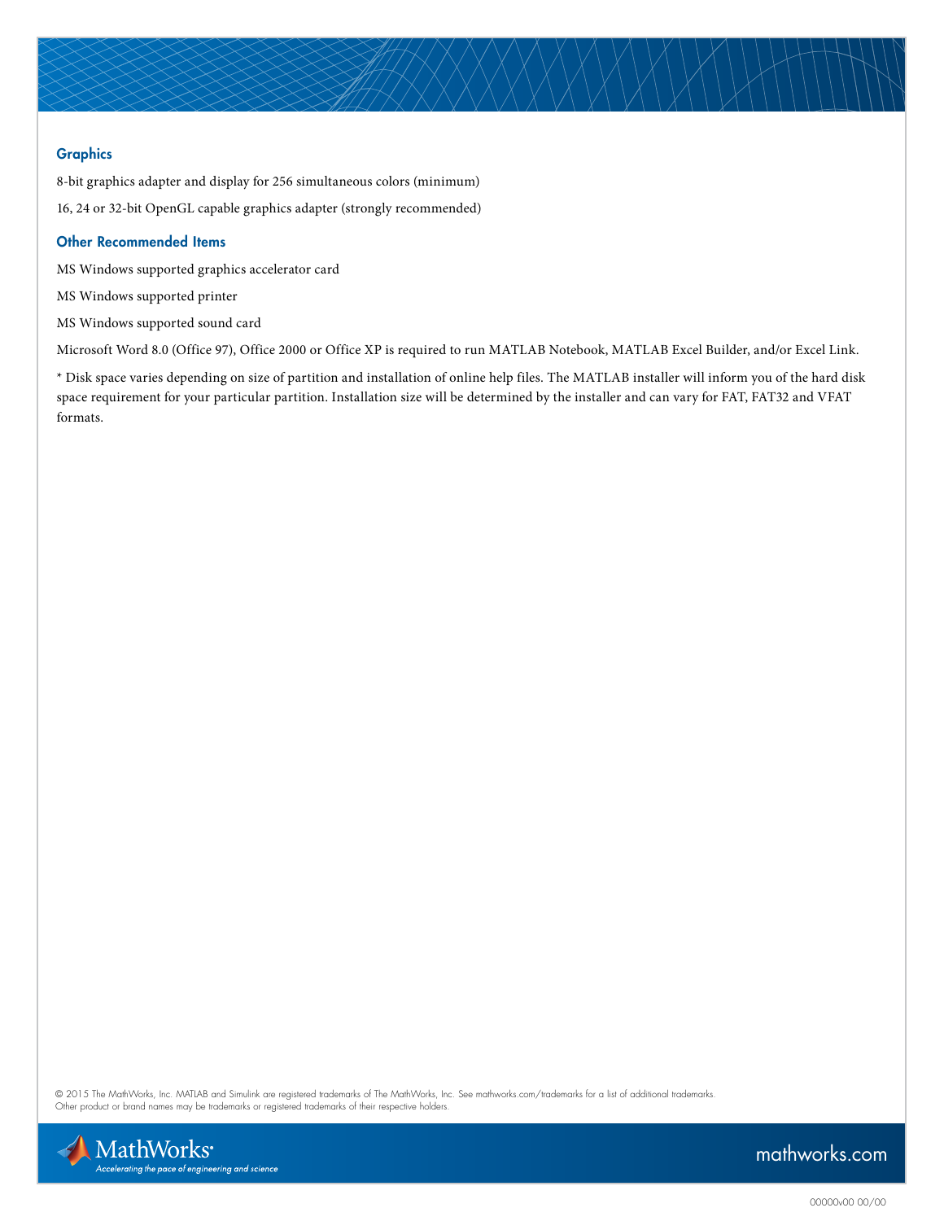## Graphics

8-bit graphics adapter and display for 256 simultaneous colors (minimum)

16, 24 or 32-bit OpenGL capable graphics adapter (strongly recommended)

## Other Recommended Items

MS Windows supported graphics accelerator card

MS Windows supported printer

MS Windows supported sound card

Microsoft Word 8.0 (Office 97), Office 2000 or Office XP is required to run MATLAB Notebook, MATLAB Excel Builder, and/or Excel Link.

* Disk space varies depending on size of partition and installation of online help files. The MATLAB installer will inform you of the hard disk space requirement for your particular partition. Installation size will be determined by the installer and can vary for FAT, FAT32 and VFAT formats.

© 2015 The MathWorks, Inc. MATLAB and Simulink are registered trademarks of The MathWorks, Inc. See mathworks.com/trademarks for a list of additional trademarks. Other product or brand names may be trademarks or registered trademarks of their respective holders.

MathWorks®

*Accelerating the pace of engineering and science*

mathworks.com

00000v00 00/00